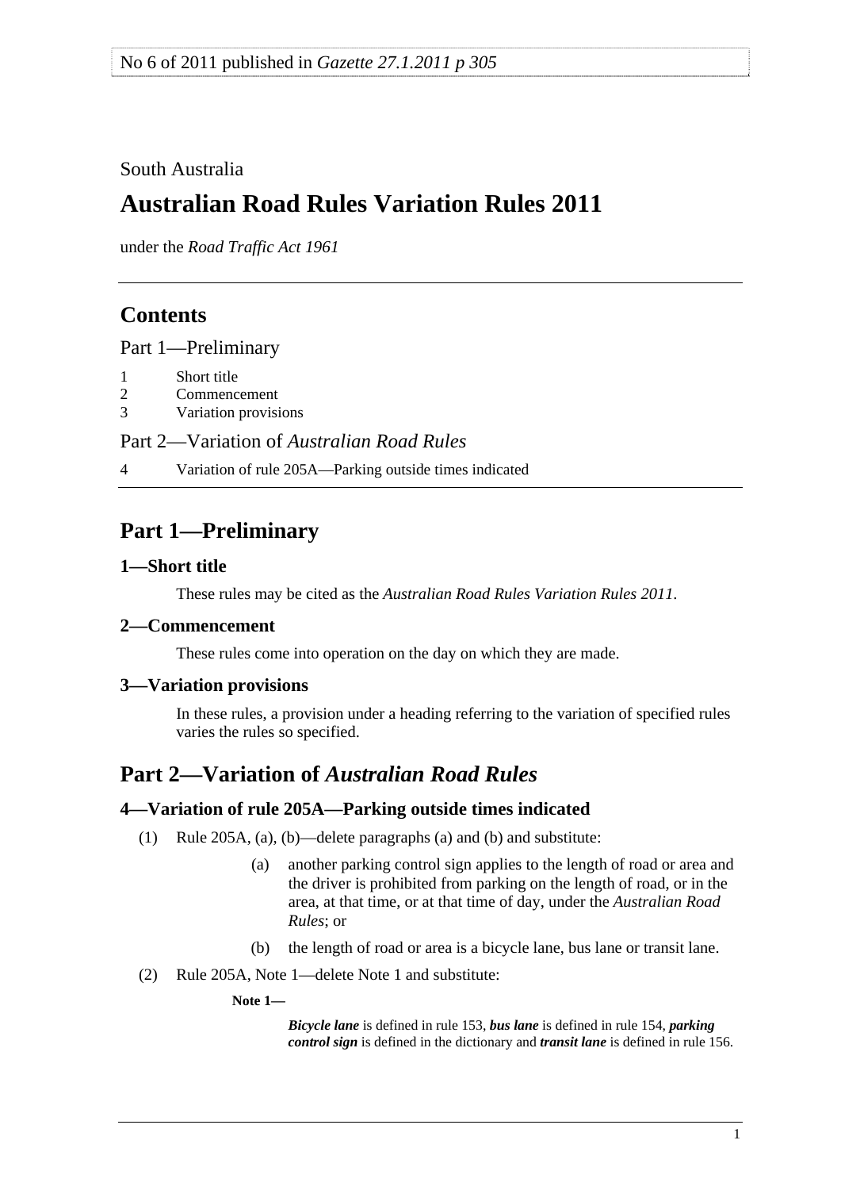No 6 of 2011 published in *Gazette 27.1.2011 p 305*

South Australia

# Australian Road Rules Variation Rules 2011

under the *Road Traffic Act 1961*

## Contents

Part 1—Preliminary

1 Short title
2 Commencement
3 Variation provisions

Part 2—Variation of *Australian Road Rules*

4 Variation of rule 205A—Parking outside times indicated

## Part 1—Preliminary

### 1—Short title

These rules may be cited as the *Australian Road Rules Variation Rules 2011*.

### 2—Commencement

These rules come into operation on the day on which they are made.

### 3—Variation provisions

In these rules, a provision under a heading referring to the variation of specified rules varies the rules so specified.

## Part 2—Variation of *Australian Road Rules*

### 4—Variation of rule 205A—Parking outside times indicated

(1) Rule 205A, (a), (b)—delete paragraphs (a) and (b) and substitute:

(a) another parking control sign applies to the length of road or area and the driver is prohibited from parking on the length of road, or in the area, at that time, or at that time of day, under the *Australian Road Rules*; or

(b) the length of road or area is a bicycle lane, bus lane or transit lane.

(2) Rule 205A, Note 1—delete Note 1 and substitute:

**Note 1—**

***Bicycle lane*** is defined in rule 153, ***bus lane*** is defined in rule 154, ***parking control sign*** is defined in the dictionary and ***transit lane*** is defined in rule 156.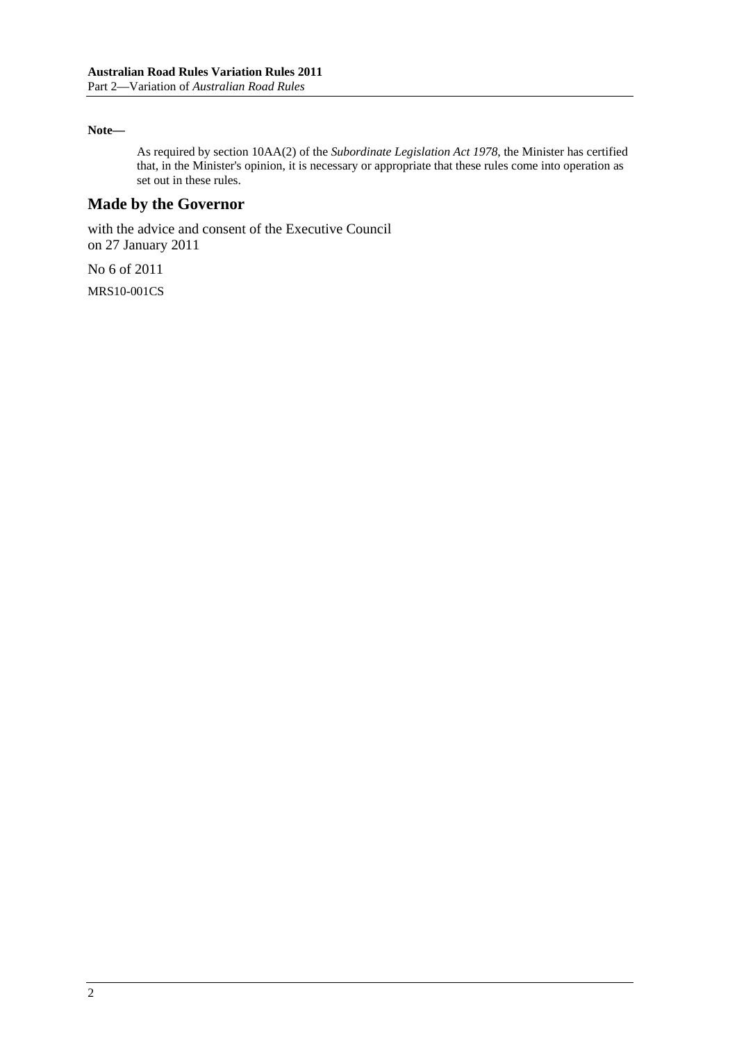**Note—**

As required by section 10AA(2) of the *Subordinate Legislation Act 1978*, the Minister has certified that, in the Minister's opinion, it is necessary or appropriate that these rules come into operation as set out in these rules.

## Made by the Governor

with the advice and consent of the Executive Council
on 27 January 2011

No 6 of 2011

MRS10-001CS